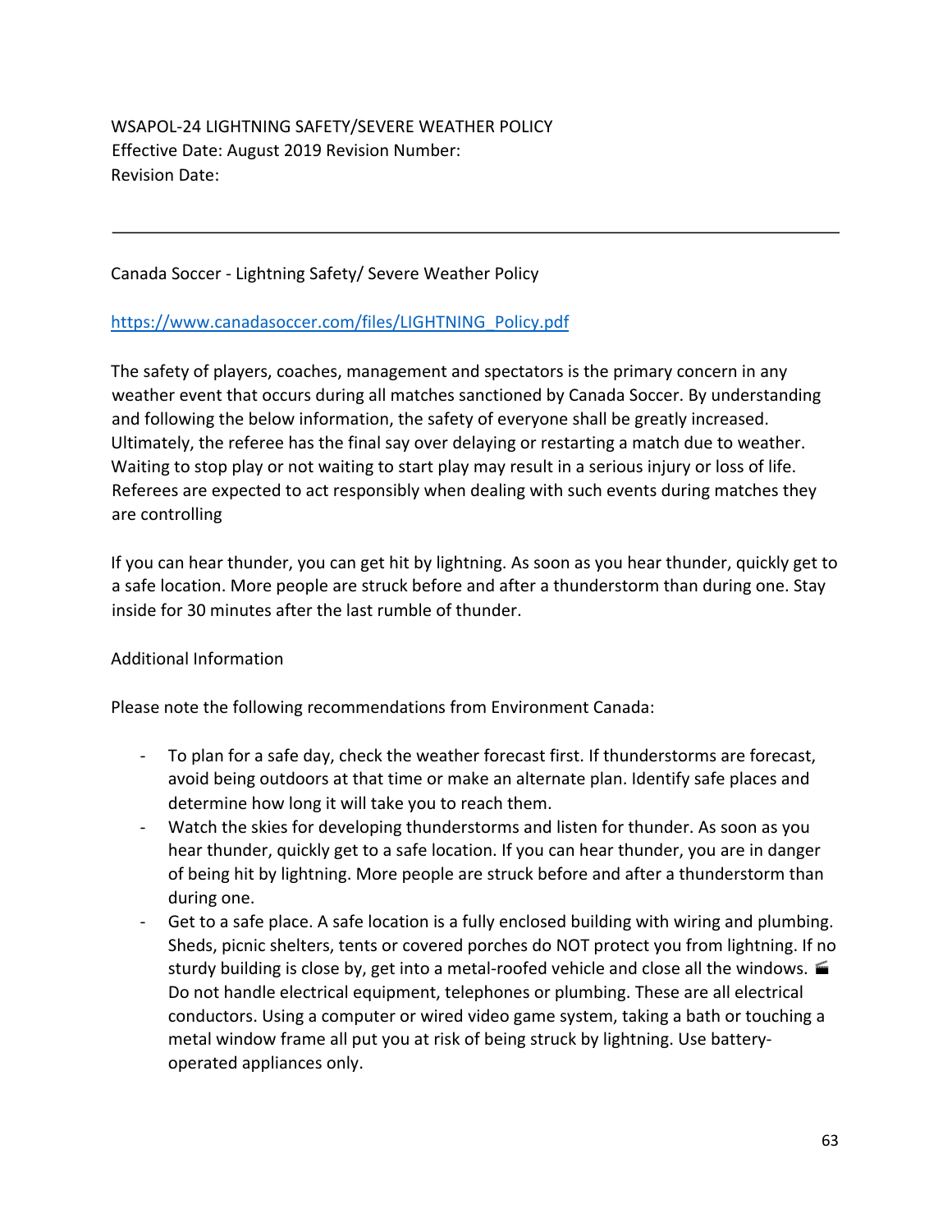WSAPOL-24 LIGHTNING SAFETY/SEVERE WEATHER POLICY
Effective Date: August 2019 Revision Number:
Revision Date:

---

Canada Soccer - Lightning Safety/ Severe Weather Policy

[https://www.canadasoccer.com/files/LIGHTNING_Policy.pdf](https://www.canadasoccer.com/files/LIGHTNING_Policy.pdf)

The safety of players, coaches, management and spectators is the primary concern in any weather event that occurs during all matches sanctioned by Canada Soccer. By understanding and following the below information, the safety of everyone shall be greatly increased. Ultimately, the referee has the final say over delaying or restarting a match due to weather. Waiting to stop play or not waiting to start play may result in a serious injury or loss of life. Referees are expected to act responsibly when dealing with such events during matches they are controlling

If you can hear thunder, you can get hit by lightning. As soon as you hear thunder, quickly get to a safe location. More people are struck before and after a thunderstorm than during one. Stay inside for 30 minutes after the last rumble of thunder.

Additional Information

Please note the following recommendations from Environment Canada:

- To plan for a safe day, check the weather forecast first. If thunderstorms are forecast, avoid being outdoors at that time or make an alternate plan. Identify safe places and determine how long it will take you to reach them.
- Watch the skies for developing thunderstorms and listen for thunder. As soon as you hear thunder, quickly get to a safe location. If you can hear thunder, you are in danger of being hit by lightning. More people are struck before and after a thunderstorm than during one.
- Get to a safe place. A safe location is a fully enclosed building with wiring and plumbing. Sheds, picnic shelters, tents or covered porches do NOT protect you from lightning. If no sturdy building is close by, get into a metal-roofed vehicle and close all the windows. 🎬 Do not handle electrical equipment, telephones or plumbing. These are all electrical conductors. Using a computer or wired video game system, taking a bath or touching a metal window frame all put you at risk of being struck by lightning. Use battery-operated appliances only.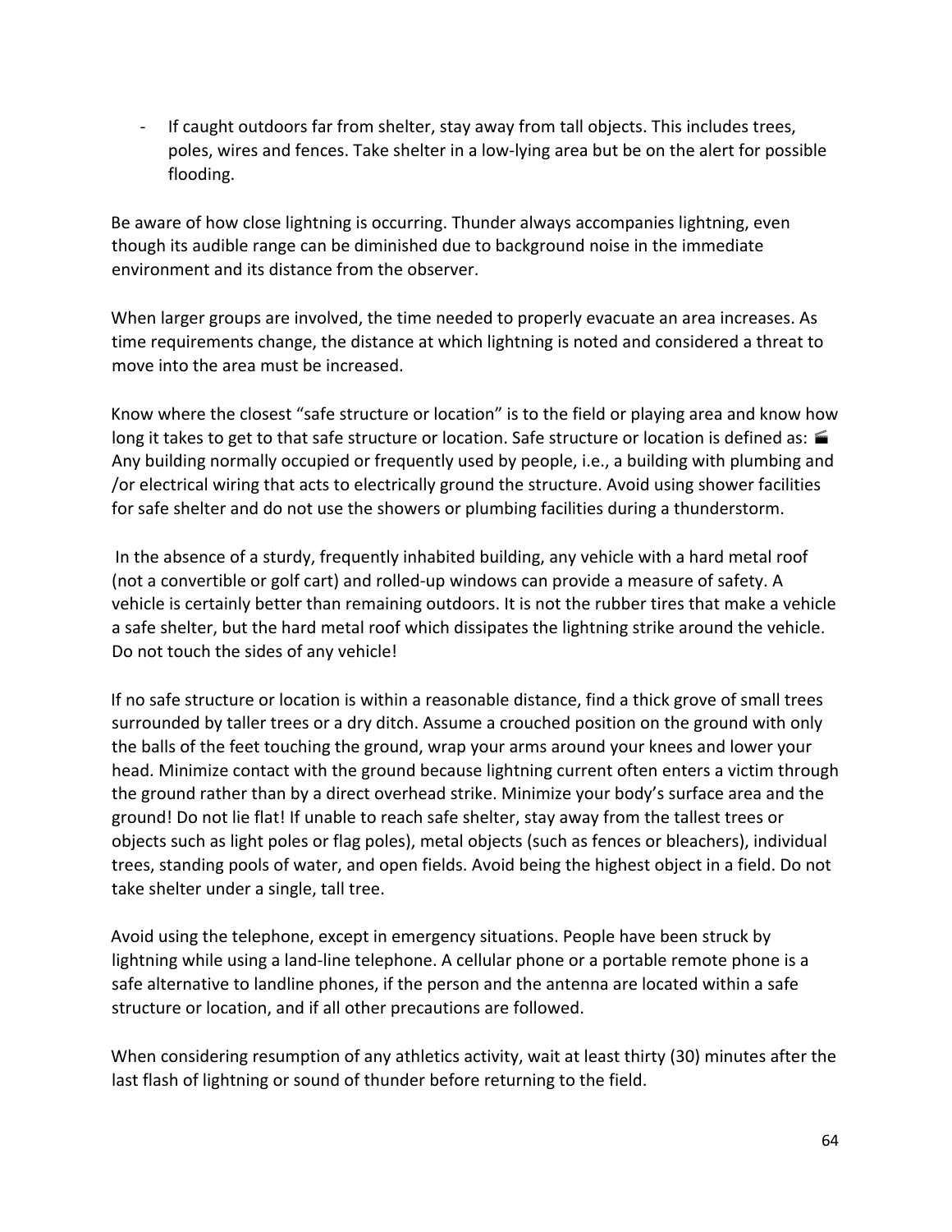- If caught outdoors far from shelter, stay away from tall objects. This includes trees, poles, wires and fences. Take shelter in a low-lying area but be on the alert for possible flooding.

Be aware of how close lightning is occurring. Thunder always accompanies lightning, even though its audible range can be diminished due to background noise in the immediate environment and its distance from the observer.

When larger groups are involved, the time needed to properly evacuate an area increases. As time requirements change, the distance at which lightning is noted and considered a threat to move into the area must be increased.

Know where the closest "safe structure or location" is to the field or playing area and know how long it takes to get to that safe structure or location. Safe structure or location is defined as: Any building normally occupied or frequently used by people, i.e., a building with plumbing and /or electrical wiring that acts to electrically ground the structure. Avoid using shower facilities for safe shelter and do not use the showers or plumbing facilities during a thunderstorm.

In the absence of a sturdy, frequently inhabited building, any vehicle with a hard metal roof (not a convertible or golf cart) and rolled-up windows can provide a measure of safety. A vehicle is certainly better than remaining outdoors. It is not the rubber tires that make a vehicle a safe shelter, but the hard metal roof which dissipates the lightning strike around the vehicle. Do not touch the sides of any vehicle!

If no safe structure or location is within a reasonable distance, find a thick grove of small trees surrounded by taller trees or a dry ditch. Assume a crouched position on the ground with only the balls of the feet touching the ground, wrap your arms around your knees and lower your head. Minimize contact with the ground because lightning current often enters a victim through the ground rather than by a direct overhead strike. Minimize your body's surface area and the ground! Do not lie flat! If unable to reach safe shelter, stay away from the tallest trees or objects such as light poles or flag poles), metal objects (such as fences or bleachers), individual trees, standing pools of water, and open fields. Avoid being the highest object in a field. Do not take shelter under a single, tall tree.

Avoid using the telephone, except in emergency situations. People have been struck by lightning while using a land-line telephone. A cellular phone or a portable remote phone is a safe alternative to landline phones, if the person and the antenna are located within a safe structure or location, and if all other precautions are followed.

When considering resumption of any athletics activity, wait at least thirty (30) minutes after the last flash of lightning or sound of thunder before returning to the field.